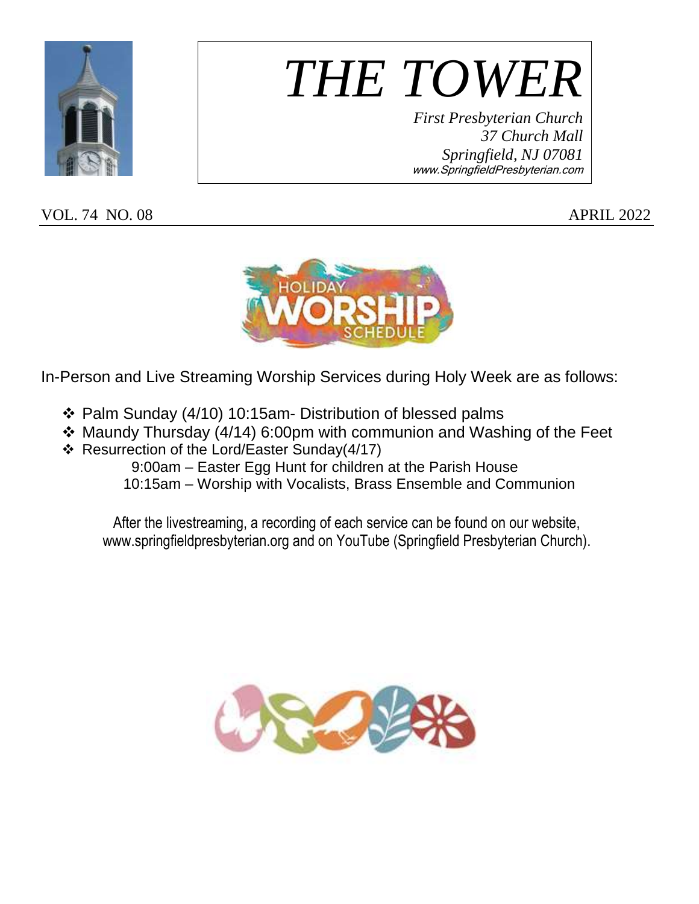# *THE TOWER*

*First Presbyterian Church*
*37 Church Mall*
*Springfield, NJ 07081*
*www.SpringfieldPresbyterian.com*

VOL. 74 NO. 08 APRIL 2022

In-Person and Live Streaming Worship Services during Holy Week are as follows:

- Palm Sunday (4/10) 10:15am- Distribution of blessed palms
- Maundy Thursday (4/14) 6:00pm with communion and Washing of the Feet
- Resurrection of the Lord/Easter Sunday(4/17)
  - 9:00am – Easter Egg Hunt for children at the Parish House
  - 10:15am – Worship with Vocalists, Brass Ensemble and Communion

After the livestreaming, a recording of each service can be found on our website, www.springfieldpresbyterian.org and on YouTube (Springfield Presbyterian Church).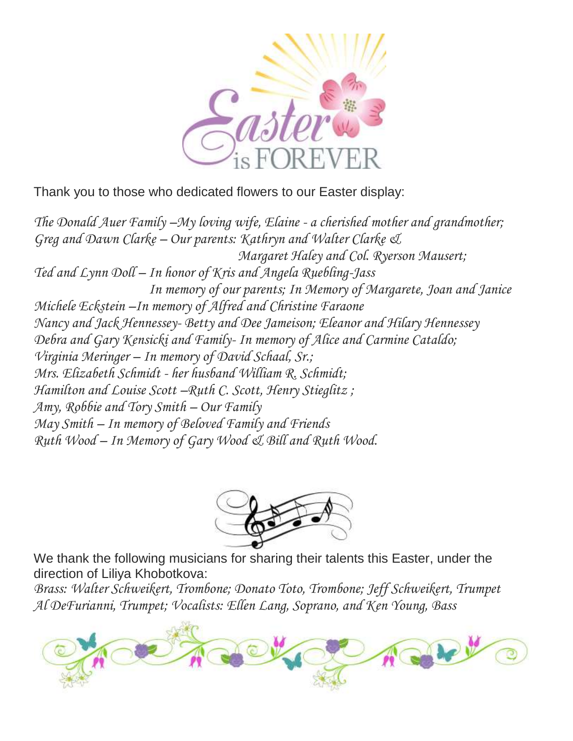Thank you to those who dedicated flowers to our Easter display:

*The Donald Auer Family –My loving wife, Elaine - a cherished mother and grandmother;*
*Greg and Dawn Clarke – Our parents: Kathryn and Walter Clarke &*
*Margaret Haley and Col. Ryerson Mausert;*
*Ted and Lynn Doll – In honor of Kris and Angela Ruebling-Jass*
*In memory of our parents; In Memory of Margarete, Joan and Janice*
*Michele Eckstein –In memory of Alfred and Christine Faraone*
*Nancy and Jack Hennessey- Betty and Dee Jameison; Eleanor and Hilary Hennessey*
*Debra and Gary Kensicki and Family- In memory of Alice and Carmine Cataldo;*
*Virginia Meringer – In memory of David Schaal, Sr.;*
*Mrs. Elizabeth Schmidt - her husband William R. Schmidt;*
*Hamilton and Louise Scott –Ruth C. Scott, Henry Stieglitz ;*
*Amy, Robbie and Tory Smith – Our Family*
*May Smith – In memory of Beloved Family and Friends*
*Ruth Wood – In Memory of Gary Wood & Bill and Ruth Wood.*

We thank the following musicians for sharing their talents this Easter, under the direction of Liliya Khobotkova:
*Brass: Walter Schweikert, Trombone; Donato Toto, Trombone; Jeff Schweikert, Trumpet*
*Al DeFurianni, Trumpet; Vocalists: Ellen Lang, Soprano, and Ken Young, Bass*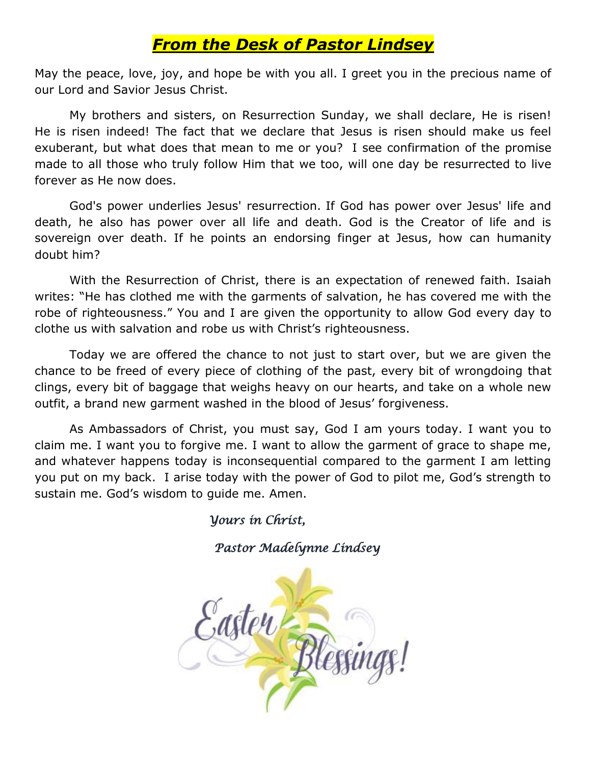# ***From the Desk of Pastor Lindsey***

May the peace, love, joy, and hope be with you all. I greet you in the precious name of our Lord and Savior Jesus Christ.

My brothers and sisters, on Resurrection Sunday, we shall declare, He is risen! He is risen indeed! The fact that we declare that Jesus is risen should make us feel exuberant, but what does that mean to me or you? I see confirmation of the promise made to all those who truly follow Him that we too, will one day be resurrected to live forever as He now does.

God's power underlies Jesus' resurrection. If God has power over Jesus' life and death, he also has power over all life and death. God is the Creator of life and is sovereign over death. If he points an endorsing finger at Jesus, how can humanity doubt him?

With the Resurrection of Christ, there is an expectation of renewed faith. Isaiah writes: "He has clothed me with the garments of salvation, he has covered me with the robe of righteousness." You and I are given the opportunity to allow God every day to clothe us with salvation and robe us with Christ's righteousness.

Today we are offered the chance to not just to start over, but we are given the chance to be freed of every piece of clothing of the past, every bit of wrongdoing that clings, every bit of baggage that weighs heavy on our hearts, and take on a whole new outfit, a brand new garment washed in the blood of Jesus' forgiveness.

As Ambassadors of Christ, you must say, God I am yours today. I want you to claim me. I want you to forgive me. I want to allow the garment of grace to shape me, and whatever happens today is inconsequential compared to the garment I am letting you put on my back. I arise today with the power of God to pilot me, God's strength to sustain me. God's wisdom to guide me. Amen.

*Yours in Christ,*

*Pastor Madelynne Lindsey*

Easter Blessings!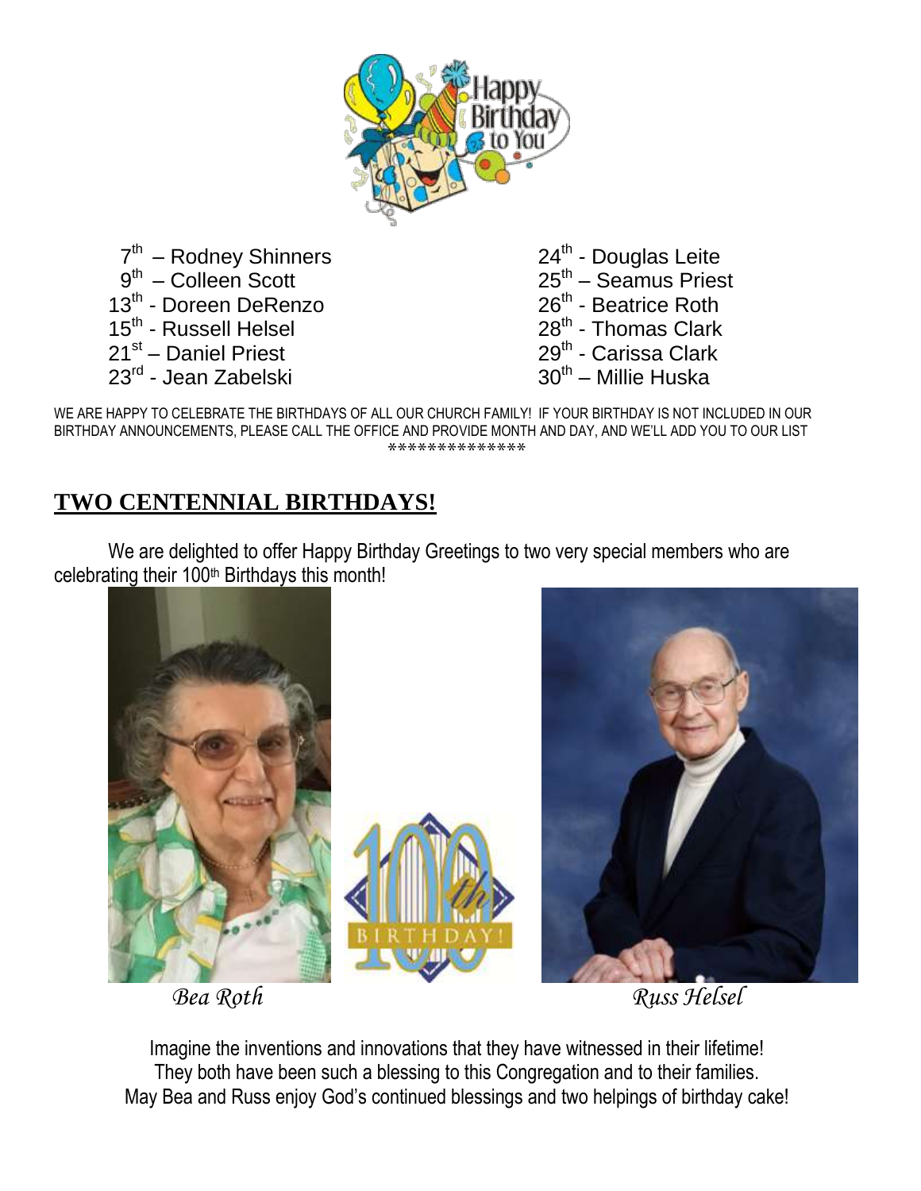7th – Rodney Shinners
9th – Colleen Scott
13th - Doreen DeRenzo
15th - Russell Helsel
21st – Daniel Priest
23rd - Jean Zabelski
24th - Douglas Leite
25th – Seamus Priest
26th - Beatrice Roth
28th - Thomas Clark
29th - Carissa Clark
30th – Millie Huska

WE ARE HAPPY TO CELEBRATE THE BIRTHDAYS OF ALL OUR CHURCH FAMILY! IF YOUR BIRTHDAY IS NOT INCLUDED IN OUR BIRTHDAY ANNOUNCEMENTS, PLEASE CALL THE OFFICE AND PROVIDE MONTH AND DAY, AND WE'LL ADD YOU TO OUR LIST

**************

## TWO CENTENNIAL BIRTHDAYS!

We are delighted to offer Happy Birthday Greetings to two very special members who are celebrating their 100th Birthdays this month!

*Bea Roth*

*Russ Helsel*

Imagine the inventions and innovations that they have witnessed in their lifetime!
They both have been such a blessing to this Congregation and to their families.
May Bea and Russ enjoy God's continued blessings and two helpings of birthday cake!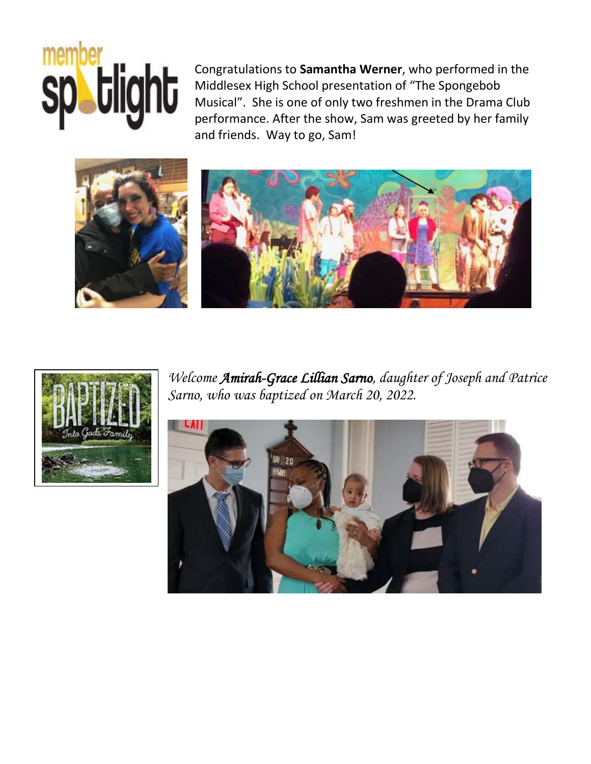# member spotlight

Congratulations to **Samantha Werner**, who performed in the Middlesex High School presentation of "The Spongebob Musical". She is one of only two freshmen in the Drama Club performance. After the show, Sam was greeted by her family and friends. Way to go, Sam!

*Welcome **Amirah-Grace Lillian Sarno**, daughter of Joseph and Patrice Sarno, who was baptized on March 20, 2022.*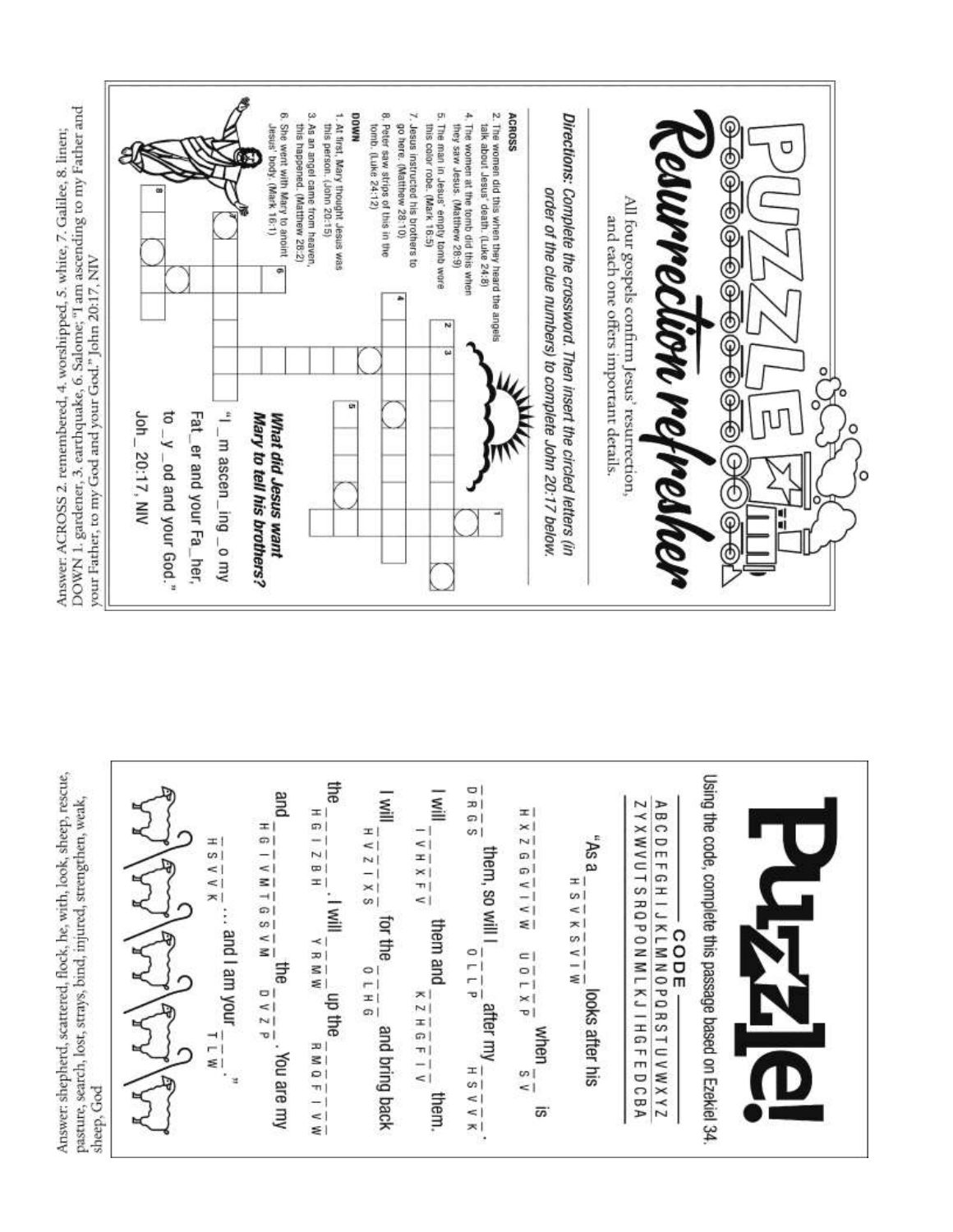# PUZZLE

# Resurrection refresher

All four gospels confirm Jesus' resurrection, and each one offers important details.

***Directions:** Complete the crossword. Then insert the circled letters (in order of the clue numbers) to complete John 20:17 below.*

**ACROSS**

2. The women did this when they heard the angels talk about Jesus' death. (Luke 24:8)
4. The women at the tomb did this when they saw Jesus. (Matthew 28:9)
5. The man in Jesus' empty tomb wore this color robe. (Mark 16:5)
7. Jesus instructed his brothers to go here. (Matthew 28:10)
8. Peter saw strips of this in the tomb. (Luke 24:12)

**DOWN**

1. At first, Mary thought Jesus was this person. (John 20:15)
3. As an angel came from heaven, this happened. (Matthew 28:2)
6. She went with Mary to anoint Jesus' body. (Mark 16:1)

***What did Jesus want Mary to tell his brothers?***

"I _ m ascen_ ing _ o my Fat_ er and your Fa_ her, to _ y _ od and your God."

Joh_ 20:17, NIV

Answer: ACROSS 2. remembered, 4. worshipped, 5. white, 7. Galilee, 8. linen; DOWN 1. gardener, 3. earthquake, 6. Salome; "I am ascending to my Father and your Father, to my God and your God." John 20:17, NIV

# Puzzle!

Using the code, complete this passage based on Ezekiel 34.

**CODE**

A B C D E F G H I J K L M N O P Q R S T U V W X Y Z

Z Y X W V U T S R Q P O N M L K J I H G F E D C B A

"As a _ _ _ _ _ _ _ _ looks after his
H S V K S V I W

_ _ _ _ _ _ _ _ _ _ _ _ _ when _ _ is
H X Z G G V I V W U O L X P S V

_ _ _ _ them, so will I _ _ _ _ after my _ _ _ _ _.
D R G S O L L P H S V V K

I will _ _ _ _ _ _ them and _ _ _ _ _ _ them.
I V H X F V K Z H G F I V

I will _ _ _ _ _ _ for the _ _ _ _ and bring back
H V Z I X S O L H G

the _ _ _ _ _ _. I will _ _ _ _ up the _ _ _ _ _ _ _
H G I Z B H Y R M W R M Q F I V W

and _ _ _ _ _ _ _ _ _ _ the _ _ _ _. You are my
H G I V M T G S V M D V Z P

_ _ _ _ _ ... and I am your _ _ _."
H S V V K T L W

Answer: shepherd, scattered, flock, he, with, look, sheep, rescue, search, lost, strays, bind, injured, strengthen, weak, pasture, sheep, God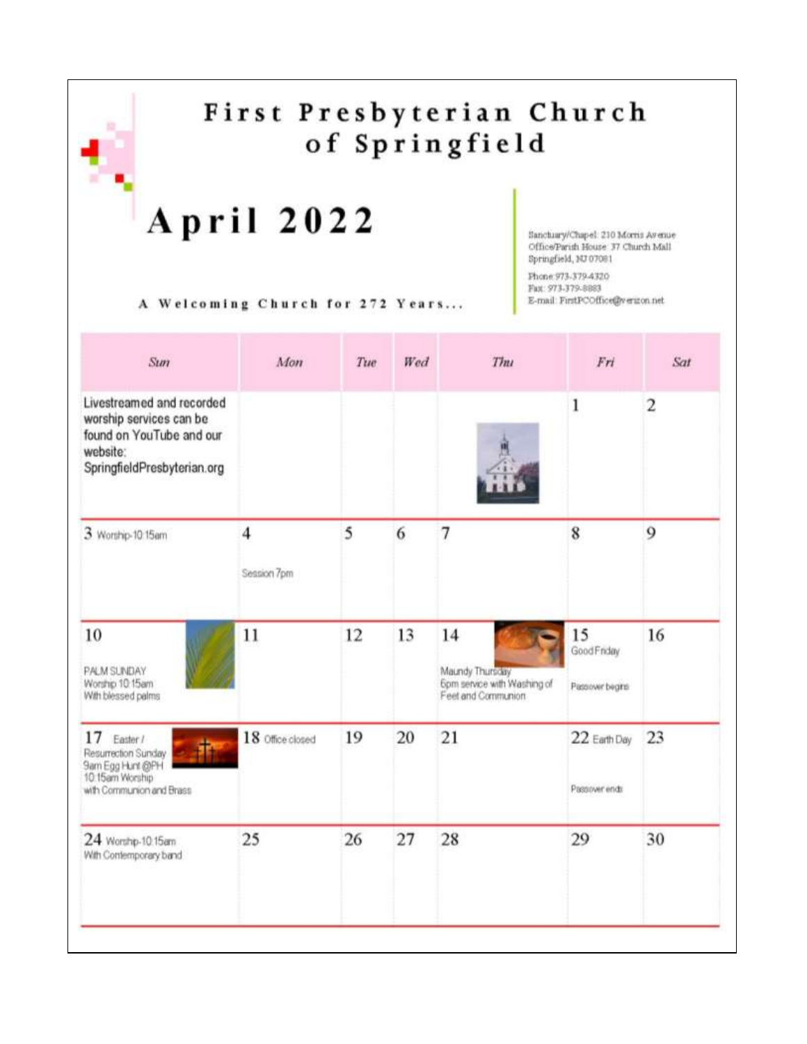# First Presbyterian Church of Springfield

# April 2022

A Welcoming Church for 272 Years...

Sanctuary/Chapel: 210 Morris Avenue
Office/Parish House: 37 Church Mall
Springfield, NJ 07081

Phone 973-379-4320
Fax: 973-379-8883
E-mail: FirstPCOffice@verizon.net

| Sun | Mon | Tue | Wed | Thu | Fri | Sat |
|---|---|---|---|---|---|---|
| Livestreamed and recorded worship services can be found on YouTube and our website: SpringfieldPresbyterian.org | | | | | 1 | 2 |
| 3 Worship-10:15am | 4<br><br>Session 7pm | 5 | 6 | 7 | 8 | 9 |
| 10<br><br>PALM SUNDAY<br>Worship 10:15am<br>With blessed palms | 11 | 12 | 13 | 14<br><br>Maundy Thursday<br>6pm service with Washing of Feet and Communion | 15<br>Good Friday<br><br>Passover begins | 16 |
| 17 Easter / Resurrection Sunday<br>9am Egg Hunt @PH<br>10:15am Worship with Communion and Brass | 18 Office closed | 19 | 20 | 21 | 22 Earth Day<br><br>Passover ends | 23 |
| 24 Worship-10:15am<br>With Contemporary band | 25 | 26 | 27 | 28 | 29 | 30 |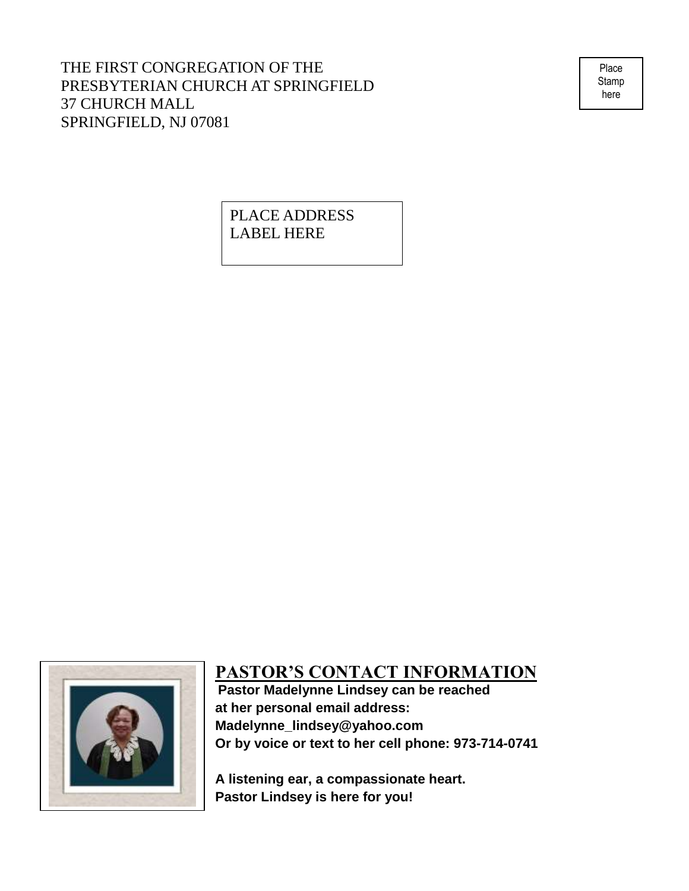THE FIRST CONGREGATION OF THE
PRESBYTERIAN CHURCH AT SPRINGFIELD
37 CHURCH MALL
SPRINGFIELD, NJ 07081

Place
Stamp
here

PLACE ADDRESS
LABEL HERE

## PASTOR'S CONTACT INFORMATION

**Pastor Madelynne Lindsey can be reached at her personal email address: Madelynne_lindsey@yahoo.com Or by voice or text to her cell phone: 973-714-0741**

**A listening ear, a compassionate heart. Pastor Lindsey is here for you!**